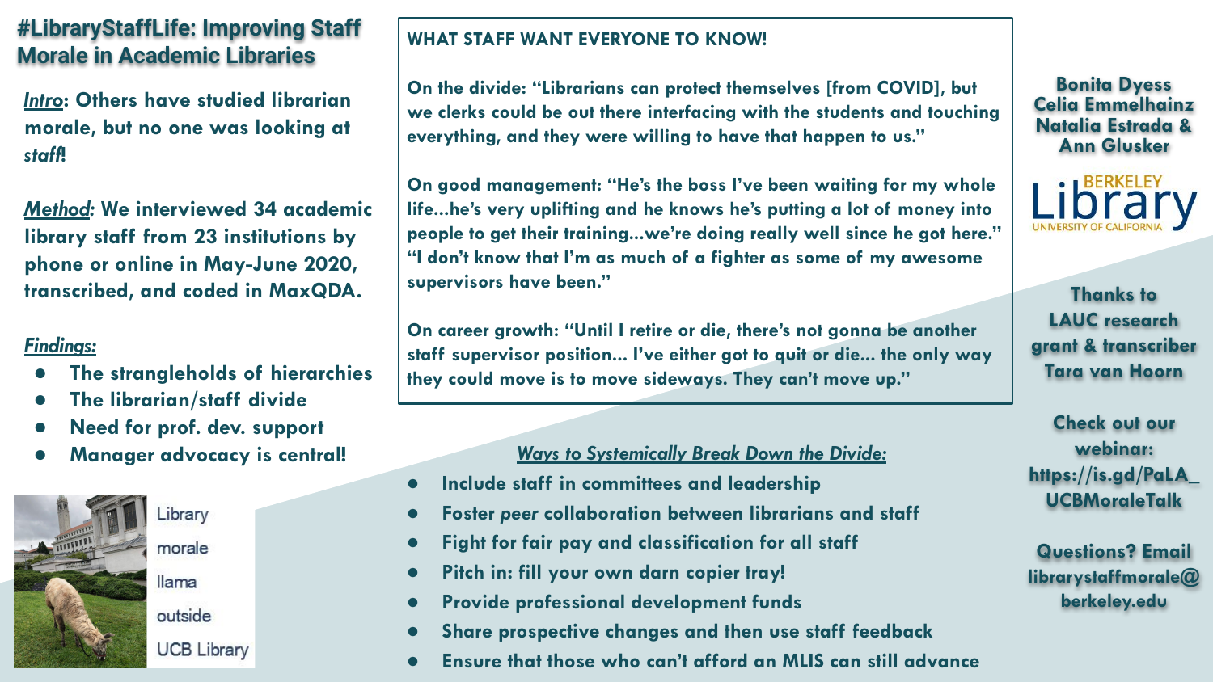# #LibraryStaffLife: Improving Staff Morale in Academic Libraries

***Intro*: Others have studied librarian morale, but no one was looking at *staff*!**

***Method*: We interviewed 34 academic library staff from 23 institutions by phone or online in May-June 2020, transcribed, and coded in MaxQDA.**

***Findings:***

- **The strangleholds of hierarchies**
- **The librarian/staff divide**
- **Need for prof. dev. support**
- **Manager advocacy is central!**

Library morale llama outside UCB Library

## WHAT STAFF WANT EVERYONE TO KNOW!

**On the divide: "Librarians can protect themselves [from COVID], but we clerks could be out there interfacing with the students and touching everything, and they were willing to have that happen to us."**

**On good management: "He's the boss I've been waiting for my whole life...he's very uplifting and he knows he's putting a lot of money into people to get their training...we're doing really well since he got here." "I don't know that I'm as much of a fighter as some of my awesome supervisors have been."**

**On career growth: "Until I retire or die, there's not gonna be another staff supervisor position... I've either got to quit or die... the only way they could move is to move sideways. They can't move up."**

### *Ways to Systemically Break Down the Divide:*

- **Include staff in committees and leadership**
- **Foster *peer* collaboration between librarians and staff**
- **Fight for fair pay and classification for all staff**
- **Pitch in: fill your own darn copier tray!**
- **Provide professional development funds**
- **Share prospective changes and then use staff feedback**
- **Ensure that those who can't afford an MLIS can still advance**

**Bonita Dyess**
**Celia Emmelhainz**
**Natalia Estrada &**
**Ann Glusker**

BERKELEY Library UNIVERSITY OF CALIFORNIA

**Thanks to LAUC research grant & transcriber Tara van Hoorn**

**Check out our webinar: https://is.gd/PaLA_UCBMoraleTalk**

**Questions? Email librarystaffmorale@berkeley.edu**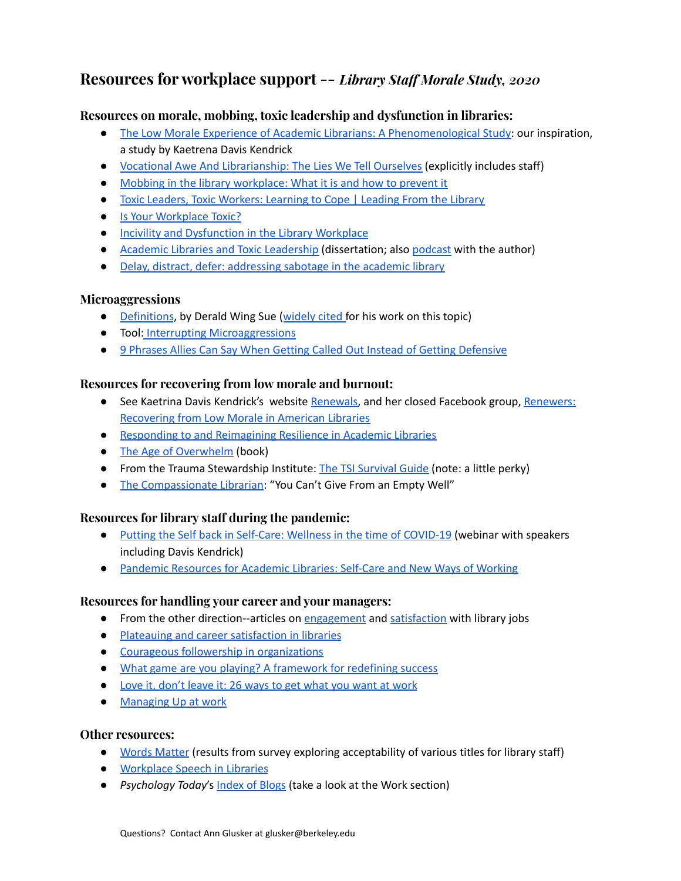# Resources for workplace support -- *Library Staff Morale Study, 2020*

### Resources on morale, mobbing, toxic leadership and dysfunction in libraries:

- The Low Morale Experience of Academic Librarians: A Phenomenological Study: our inspiration, a study by Kaetrena Davis Kendrick
- Vocational Awe And Librarianship: The Lies We Tell Ourselves (explicitly includes staff)
- Mobbing in the library workplace: What it is and how to prevent it
- Toxic Leaders, Toxic Workers: Learning to Cope | Leading From the Library
- Is Your Workplace Toxic?
- Incivility and Dysfunction in the Library Workplace
- Academic Libraries and Toxic Leadership (dissertation; also podcast with the author)
- Delay, distract, defer: addressing sabotage in the academic library

### Microaggressions

- Definitions, by Derald Wing Sue (widely cited for his work on this topic)
- Tool: Interrupting Microaggressions
- 9 Phrases Allies Can Say When Getting Called Out Instead of Getting Defensive

### Resources for recovering from low morale and burnout:

- See Kaetrina Davis Kendrick's website Renewals, and her closed Facebook group, Renewers: Recovering from Low Morale in American Libraries
- Responding to and Reimagining Resilience in Academic Libraries
- The Age of Overwhelm (book)
- From the Trauma Stewardship Institute: The TSI Survival Guide (note: a little perky)
- The Compassionate Librarian: "You Can't Give From an Empty Well"

### Resources for library staff during the pandemic:

- Putting the Self back in Self-Care: Wellness in the time of COVID-19 (webinar with speakers including Davis Kendrick)
- Pandemic Resources for Academic Libraries: Self-Care and New Ways of Working

### Resources for handling your career and your managers:

- From the other direction--articles on engagement and satisfaction with library jobs
- Plateauing and career satisfaction in libraries
- Courageous followership in organizations
- What game are you playing? A framework for redefining success
- Love it, don't leave it: 26 ways to get what you want at work
- Managing Up at work

### Other resources:

- Words Matter (results from survey exploring acceptability of various titles for library staff)
- Workplace Speech in Libraries
- *Psychology Today*'s Index of Blogs (take a look at the Work section)

Questions? Contact Ann Glusker at glusker@berkeley.edu